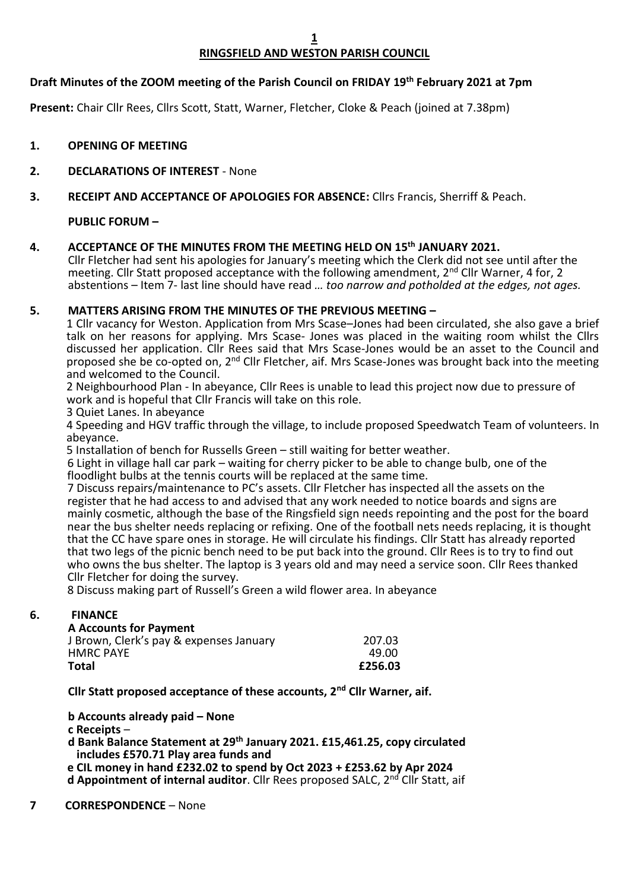# RINGSFIELD AND WESTON PARISH COUNCIL

**Draft Minutes of the ZOOM meeting of the Parish Council on FRIDAY 19th February 2021 at 7pm**

**Present:** Chair Cllr Rees, Cllrs Scott, Statt, Warner, Fletcher, Cloke & Peach (joined at 7.38pm)

**1. OPENING OF MEETING**

**2. DECLARATIONS OF INTEREST** - None

**3. RECEIPT AND ACCEPTANCE OF APOLOGIES FOR ABSENCE:** Cllrs Francis, Sherriff & Peach.

**PUBLIC FORUM –**

**4. ACCEPTANCE OF THE MINUTES FROM THE MEETING HELD ON 15th JANUARY 2021.**

Cllr Fletcher had sent his apologies for January's meeting which the Clerk did not see until after the meeting. Cllr Statt proposed acceptance with the following amendment, 2nd Cllr Warner, 4 for, 2 abstentions – Item 7- last line should have read *… too narrow and potholded at the edges, not ages.*

**5. MATTERS ARISING FROM THE MINUTES OF THE PREVIOUS MEETING –**

1 Cllr vacancy for Weston. Application from Mrs Scase–Jones had been circulated, she also gave a brief talk on her reasons for applying. Mrs Scase- Jones was placed in the waiting room whilst the Cllrs discussed her application. Cllr Rees said that Mrs Scase-Jones would be an asset to the Council and proposed she be co-opted on, 2nd Cllr Fletcher, aif. Mrs Scase-Jones was brought back into the meeting and welcomed to the Council.

2 Neighbourhood Plan - In abeyance, Cllr Rees is unable to lead this project now due to pressure of work and is hopeful that Cllr Francis will take on this role.

3 Quiet Lanes. In abeyance

4 Speeding and HGV traffic through the village, to include proposed Speedwatch Team of volunteers. In abeyance.

5 Installation of bench for Russells Green – still waiting for better weather.

6 Light in village hall car park – waiting for cherry picker to be able to change bulb, one of the floodlight bulbs at the tennis courts will be replaced at the same time.

7 Discuss repairs/maintenance to PC's assets. Cllr Fletcher has inspected all the assets on the register that he had access to and advised that any work needed to notice boards and signs are mainly cosmetic, although the base of the Ringsfield sign needs repointing and the post for the board near the bus shelter needs replacing or refixing. One of the football nets needs replacing, it is thought that the CC have spare ones in storage. He will circulate his findings. Cllr Statt has already reported that two legs of the picnic bench need to be put back into the ground. Cllr Rees is to try to find out who owns the bus shelter. The laptop is 3 years old and may need a service soon. Cllr Rees thanked Cllr Fletcher for doing the survey.

8 Discuss making part of Russell's Green a wild flower area. In abeyance

**6. FINANCE**

**A Accounts for Payment**

| | |
|---|---|
| J Brown, Clerk's pay & expenses January | 207.03 |
| HMRC PAYE | 49.00 |
| **Total** | **£256.03** |

**Cllr Statt proposed acceptance of these accounts, 2nd Cllr Warner, aif.**

**b Accounts already paid – None**

**c Receipts** –

**d Bank Balance Statement at 29th January 2021. £15,461.25, copy circulated includes £570.71 Play area funds and**

**e CIL money in hand £232.02 to spend by Oct 2023 + £253.62 by Apr 2024**

**d Appointment of internal auditor**. Cllr Rees proposed SALC, 2nd Cllr Statt, aif

**7 CORRESPONDENCE** – None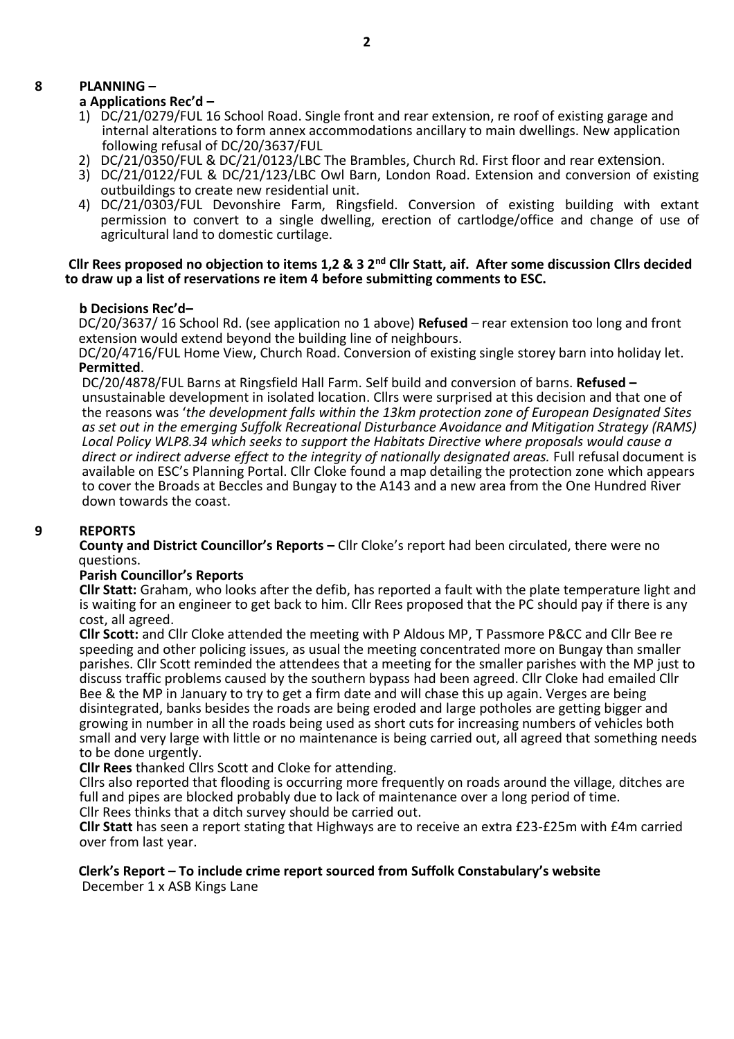## 8 PLANNING –

### a Applications Rec'd –

1) DC/21/0279/FUL 16 School Road. Single front and rear extension, re roof of existing garage and internal alterations to form annex accommodations ancillary to main dwellings. New application following refusal of DC/20/3637/FUL
2) DC/21/0350/FUL & DC/21/0123/LBC The Brambles, Church Rd. First floor and rear extension.
3) DC/21/0122/FUL & DC/21/123/LBC Owl Barn, London Road. Extension and conversion of existing outbuildings to create new residential unit.
4) DC/21/0303/FUL Devonshire Farm, Ringsfield. Conversion of existing building with extant permission to convert to a single dwelling, erection of cartlodge/office and change of use of agricultural land to domestic curtilage.

**Cllr Rees proposed no objection to items 1,2 & 3 2nd Cllr Statt, aif. After some discussion Cllrs decided to draw up a list of reservations re item 4 before submitting comments to ESC.**

### b Decisions Rec'd–

DC/20/3637/ 16 School Rd. (see application no 1 above) **Refused** – rear extension too long and front extension would extend beyond the building line of neighbours.

DC/20/4716/FUL Home View, Church Road. Conversion of existing single storey barn into holiday let. **Permitted**.

DC/20/4878/FUL Barns at Ringsfield Hall Farm. Self build and conversion of barns. **Refused –** unsustainable development in isolated location. Cllrs were surprised at this decision and that one of the reasons was '*the development falls within the 13km protection zone of European Designated Sites as set out in the emerging Suffolk Recreational Disturbance Avoidance and Mitigation Strategy (RAMS) Local Policy WLP8.34 which seeks to support the Habitats Directive where proposals would cause a direct or indirect adverse effect to the integrity of nationally designated areas.* Full refusal document is available on ESC's Planning Portal. Cllr Cloke found a map detailing the protection zone which appears to cover the Broads at Beccles and Bungay to the A143 and a new area from the One Hundred River down towards the coast.

## 9 REPORTS

**County and District Councillor's Reports –** Cllr Cloke's report had been circulated, there were no questions.

**Parish Councillor's Reports**

**Cllr Statt:** Graham, who looks after the defib, has reported a fault with the plate temperature light and is waiting for an engineer to get back to him. Cllr Rees proposed that the PC should pay if there is any cost, all agreed.

**Cllr Scott:** and Cllr Cloke attended the meeting with P Aldous MP, T Passmore P&CC and Cllr Bee re speeding and other policing issues, as usual the meeting concentrated more on Bungay than smaller parishes. Cllr Scott reminded the attendees that a meeting for the smaller parishes with the MP just to discuss traffic problems caused by the southern bypass had been agreed. Cllr Cloke had emailed Cllr Bee & the MP in January to try to get a firm date and will chase this up again. Verges are being disintegrated, banks besides the roads are being eroded and large potholes are getting bigger and growing in number in all the roads being used as short cuts for increasing numbers of vehicles both small and very large with little or no maintenance is being carried out, all agreed that something needs to be done urgently.

**Cllr Rees** thanked Cllrs Scott and Cloke for attending.

Cllrs also reported that flooding is occurring more frequently on roads around the village, ditches are full and pipes are blocked probably due to lack of maintenance over a long period of time.

Cllr Rees thinks that a ditch survey should be carried out.

**Cllr Statt** has seen a report stating that Highways are to receive an extra £23-£25m with £4m carried over from last year.

**Clerk's Report – To include crime report sourced from Suffolk Constabulary's website**

December 1 x ASB Kings Lane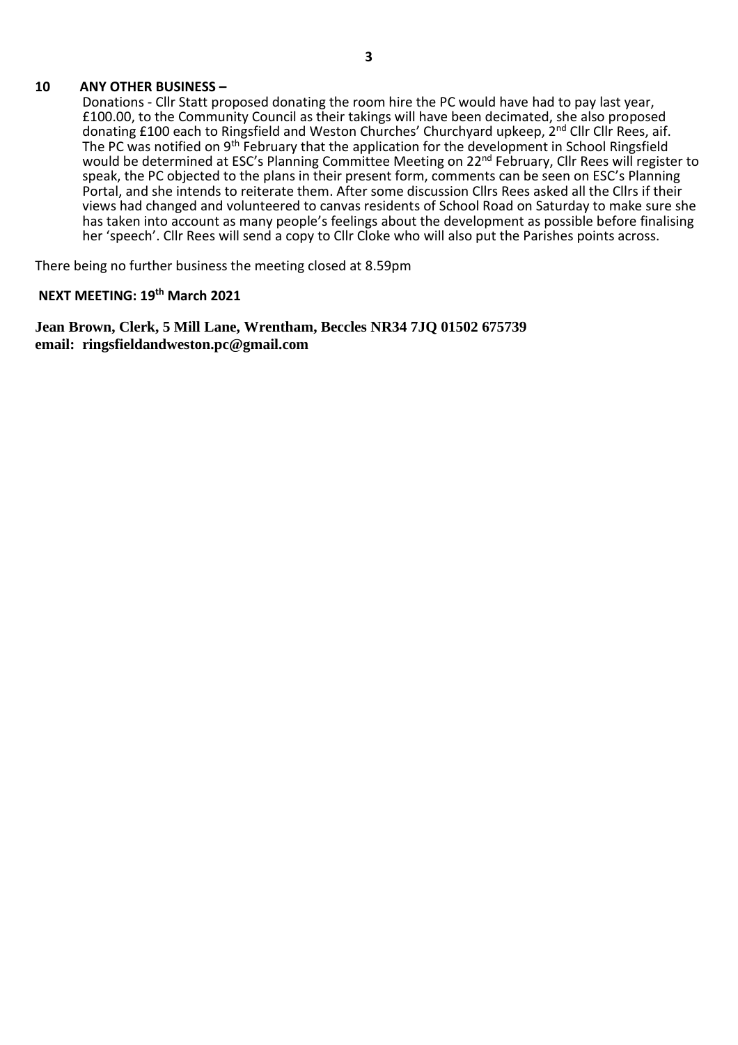## 10 ANY OTHER BUSINESS –

Donations - Cllr Statt proposed donating the room hire the PC would have had to pay last year, £100.00, to the Community Council as their takings will have been decimated, she also proposed donating £100 each to Ringsfield and Weston Churches' Churchyard upkeep, 2nd Cllr Cllr Rees, aif. The PC was notified on 9th February that the application for the development in School Ringsfield would be determined at ESC's Planning Committee Meeting on 22nd February, Cllr Rees will register to speak, the PC objected to the plans in their present form, comments can be seen on ESC's Planning Portal, and she intends to reiterate them. After some discussion Cllrs Rees asked all the Cllrs if their views had changed and volunteered to canvas residents of School Road on Saturday to make sure she has taken into account as many people's feelings about the development as possible before finalising her 'speech'. Cllr Rees will send a copy to Cllr Cloke who will also put the Parishes points across.

There being no further business the meeting closed at 8.59pm

**NEXT MEETING: 19th March 2021**

**Jean Brown, Clerk, 5 Mill Lane, Wrentham, Beccles NR34 7JQ 01502 675739**
**email: ringsfieldandweston.pc@gmail.com**